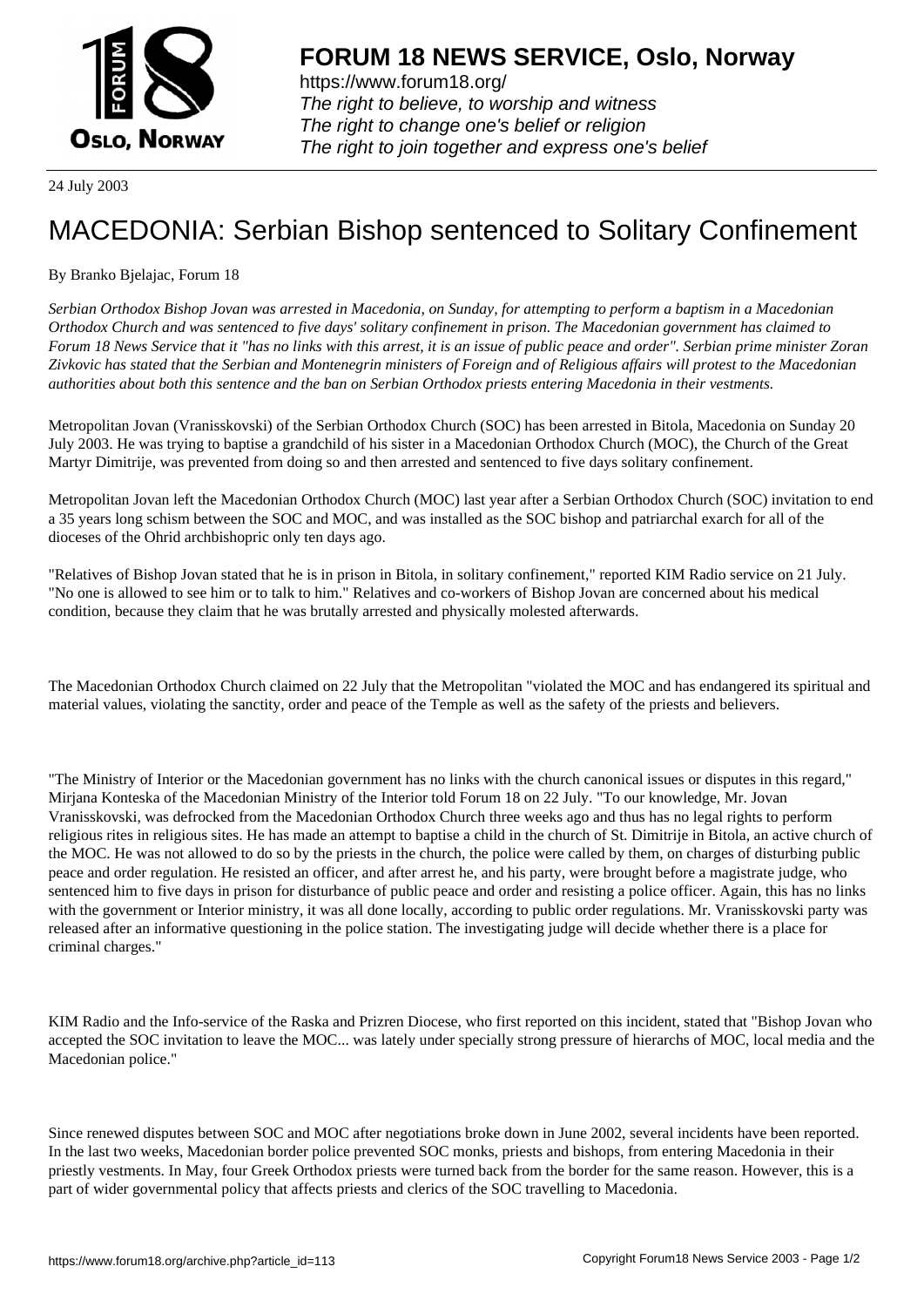24 July 2003

# MACEDONIA: Serbian Bishop sentenced to Solitary Confinement

By Branko Bjelajac, Forum 18

*Serbian Orthodox Bishop Jovan was arrested in Macedonia, on Sunday, for attempting to perform a baptism in a Macedonian Orthodox Church and was sentenced to five days' solitary confinement in prison. The Macedonian government has claimed to Forum 18 News Service that it "has no links with this arrest, it is an issue of public peace and order". Serbian prime minister Zoran Zivkovic has stated that the Serbian and Montenegrin ministers of Foreign and of Religious affairs will protest to the Macedonian authorities about both this sentence and the ban on Serbian Orthodox priests entering Macedonia in their vestments.*

Metropolitan Jovan (Vranisskovski) of the Serbian Orthodox Church (SOC) has been arrested in Bitola, Macedonia on Sunday 20 July 2003. He was trying to baptise a grandchild of his sister in a Macedonian Orthodox Church (MOC), the Church of the Great Martyr Dimitrije, was prevented from doing so and then arrested and sentenced to five days solitary confinement.

Metropolitan Jovan left the Macedonian Orthodox Church (MOC) last year after a Serbian Orthodox Church (SOC) invitation to end a 35 years long schism between the SOC and MOC, and was installed as the SOC bishop and patriarchal exarch for all of the dioceses of the Ohrid archbishopric only ten days ago.

"Relatives of Bishop Jovan stated that he is in prison in Bitola, in solitary confinement," reported KIM Radio service on 21 July. "No one is allowed to see him or to talk to him." Relatives and co-workers of Bishop Jovan are concerned about his medical condition, because they claim that he was brutally arrested and physically molested afterwards.

The Macedonian Orthodox Church claimed on 22 July that the Metropolitan "violated the MOC and has endangered its spiritual and material values, violating the sanctity, order and peace of the Temple as well as the safety of the priests and believers.

"The Ministry of Interior or the Macedonian government has no links with the church canonical issues or disputes in this regard," Mirjana Konteska of the Macedonian Ministry of the Interior told Forum 18 on 22 July. "To our knowledge, Mr. Jovan Vranisskovski, was defrocked from the Macedonian Orthodox Church three weeks ago and thus has no legal rights to perform religious rites in religious sites. He has made an attempt to baptise a child in the church of St. Dimitrije in Bitola, an active church of the MOC. He was not allowed to do so by the priests in the church, the police were called by them, on charges of disturbing public peace and order regulation. He resisted an officer, and after arrest he, and his party, were brought before a magistrate judge, who sentenced him to five days in prison for disturbance of public peace and order and resisting a police officer. Again, this has no links with the government or Interior ministry, it was all done locally, according to public order regulations. Mr. Vranisskovski party was released after an informative questioning in the police station. The investigating judge will decide whether there is a place for criminal charges."

KIM Radio and the Info-service of the Raska and Prizren Diocese, who first reported on this incident, stated that "Bishop Jovan who accepted the SOC invitation to leave the MOC... was lately under specially strong pressure of hierarchs of MOC, local media and the Macedonian police."

Since renewed disputes between SOC and MOC after negotiations broke down in June 2002, several incidents have been reported. In the last two weeks, Macedonian border police prevented SOC monks, priests and bishops, from entering Macedonia in their priestly vestments. In May, four Greek Orthodox priests were turned back from the border for the same reason. However, this is a part of wider governmental policy that affects priests and clerics of the SOC travelling to Macedonia.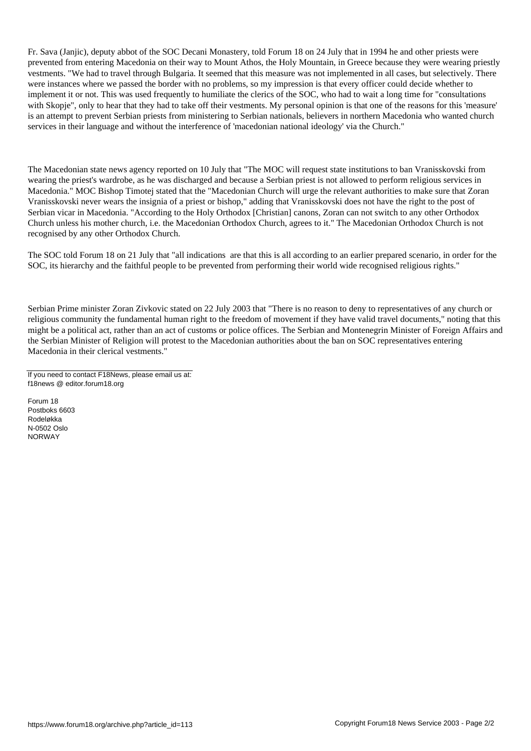Fr. Sava (Janjic), deputy abbot of the SOC Decani Monastery, told Forum 18 on 24 July that in 1994 he and other priests were prevented from entering Macedonia on their way to Mount Athos, the Holy Mountain, in Greece because they were wearing priestly vestments. "We had to travel through Bulgaria. It seemed that this measure was not implemented in all cases, but selectively. There were instances where we passed the border with no problems, so my impression is that every officer could decide whether to implement it or not. This was used frequently to humiliate the clerics of the SOC, who had to wait a long time for "consultations with Skopje", only to hear that they had to take off their vestments. My personal opinion is that one of the reasons for this 'measure' is an attempt to prevent Serbian priests from ministering to Serbian nationals, believers in northern Macedonia who wanted church services in their language and without the interference of 'macedonian national ideology' via the Church."

The Macedonian state news agency reported on 10 July that "The MOC will request state institutions to ban Vranisskovski from wearing the priest's wardrobe, as he was discharged and because a Serbian priest is not allowed to perform religious services in Macedonia." MOC Bishop Timotej stated that the "Macedonian Church will urge the relevant authorities to make sure that Zoran Vranisskovski never wears the insignia of a priest or bishop," adding that Vranisskovski does not have the right to the post of Serbian vicar in Macedonia. "According to the Holy Orthodox [Christian] canons, Zoran can not switch to any other Orthodox Church unless his mother church, i.e. the Macedonian Orthodox Church, agrees to it." The Macedonian Orthodox Church is not recognised by any other Orthodox Church.

The SOC told Forum 18 on 21 July that "all indications are that this is all according to an earlier prepared scenario, in order for the SOC, its hierarchy and the faithful people to be prevented from performing their world wide recognised religious rights."

Serbian Prime minister Zoran Zivkovic stated on 22 July 2003 that "There is no reason to deny to representatives of any church or religious community the fundamental human right to the freedom of movement if they have valid travel documents," noting that this might be a political act, rather than an act of customs or police offices. The Serbian and Montenegrin Minister of Foreign Affairs and the Serbian Minister of Religion will protest to the Macedonian authorities about the ban on SOC representatives entering Macedonia in their clerical vestments."

---

If you need to contact F18News, please email us at:
f18news @ editor.forum18.org

Forum 18
Postboks 6603
Rodeløkka
N-0502 Oslo
NORWAY